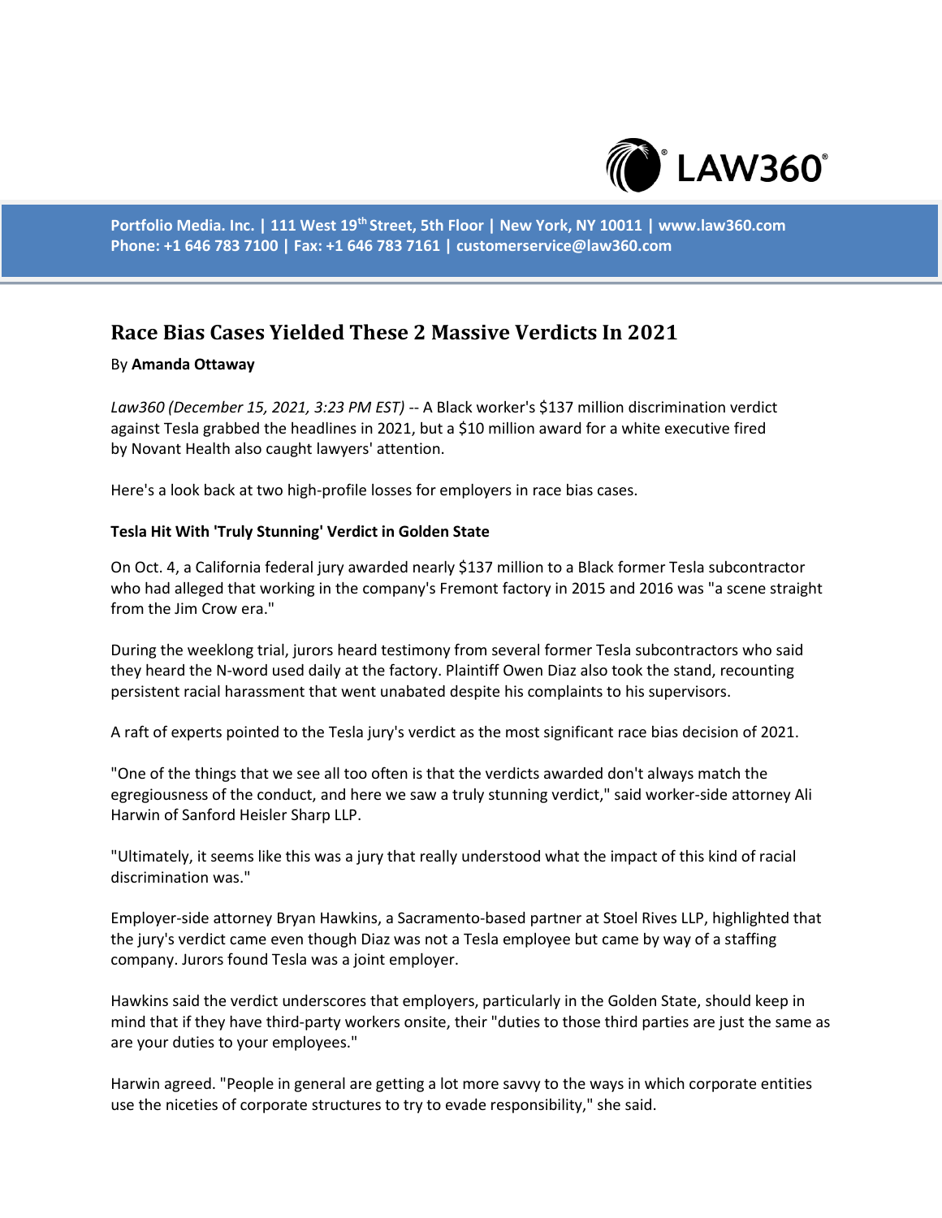# Race Bias Cases Yielded These 2 Massive Verdicts In 2021

By **Amanda Ottaway**

*Law360 (December 15, 2021, 3:23 PM EST)* -- A Black worker's $137 million discrimination verdict against Tesla grabbed the headlines in 2021, but a $10 million award for a white executive fired by Novant Health also caught lawyers' attention.

Here's a look back at two high-profile losses for employers in race bias cases.

**Tesla Hit With 'Truly Stunning' Verdict in Golden State**

On Oct. 4, a California federal jury awarded nearly $137 million to a Black former Tesla subcontractor who had alleged that working in the company's Fremont factory in 2015 and 2016 was "a scene straight from the Jim Crow era."

During the weeklong trial, jurors heard testimony from several former Tesla subcontractors who said they heard the N-word used daily at the factory. Plaintiff Owen Diaz also took the stand, recounting persistent racial harassment that went unabated despite his complaints to his supervisors.

A raft of experts pointed to the Tesla jury's verdict as the most significant race bias decision of 2021.

"One of the things that we see all too often is that the verdicts awarded don't always match the egregiousness of the conduct, and here we saw a truly stunning verdict," said worker-side attorney Ali Harwin of Sanford Heisler Sharp LLP.

"Ultimately, it seems like this was a jury that really understood what the impact of this kind of racial discrimination was."

Employer-side attorney Bryan Hawkins, a Sacramento-based partner at Stoel Rives LLP, highlighted that the jury's verdict came even though Diaz was not a Tesla employee but came by way of a staffing company. Jurors found Tesla was a joint employer.

Hawkins said the verdict underscores that employers, particularly in the Golden State, should keep in mind that if they have third-party workers onsite, their "duties to those third parties are just the same as are your duties to your employees."

Harwin agreed. "People in general are getting a lot more savvy to the ways in which corporate entities use the niceties of corporate structures to try to evade responsibility," she said.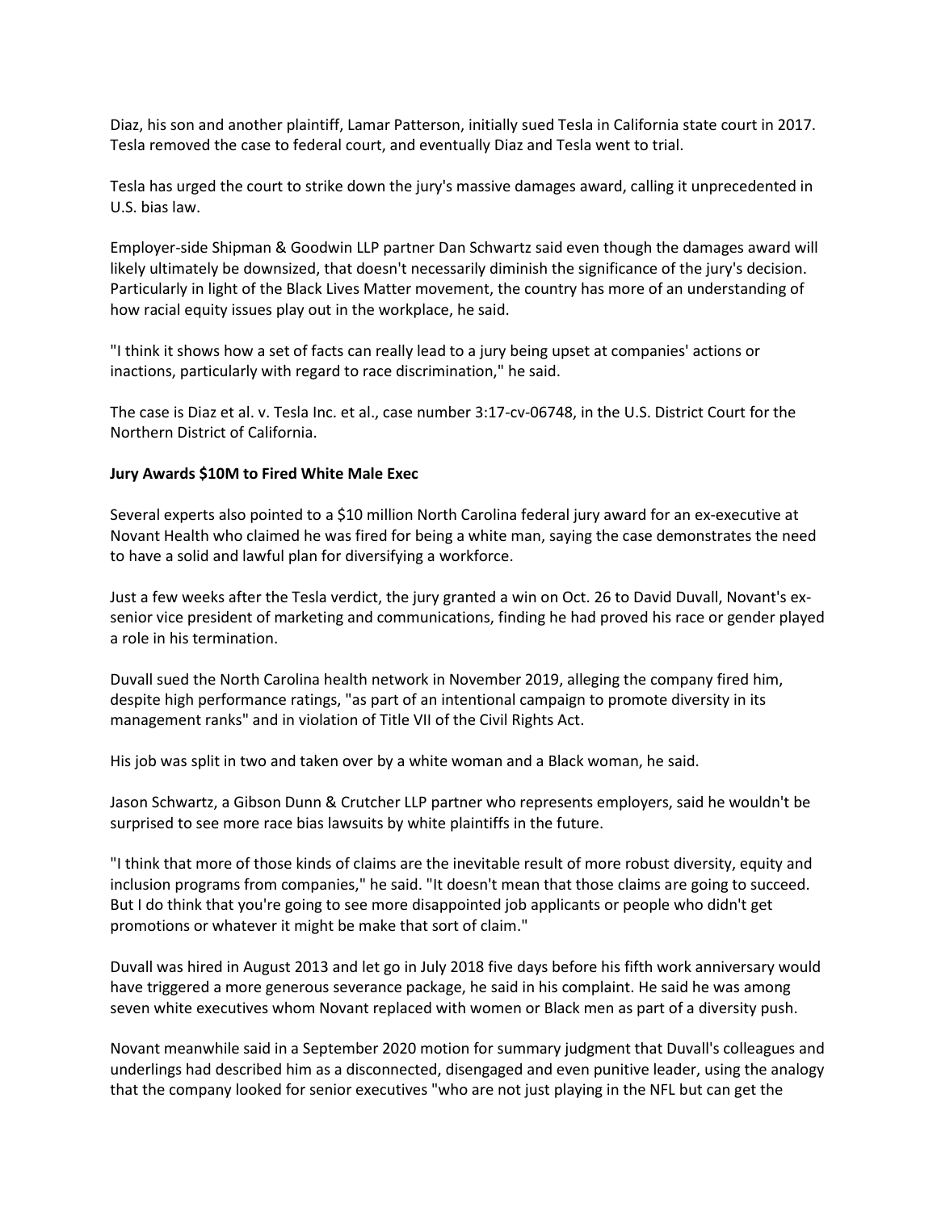Diaz, his son and another plaintiff, Lamar Patterson, initially sued Tesla in California state court in 2017. Tesla removed the case to federal court, and eventually Diaz and Tesla went to trial.

Tesla has urged the court to strike down the jury's massive damages award, calling it unprecedented in U.S. bias law.

Employer-side Shipman & Goodwin LLP partner Dan Schwartz said even though the damages award will likely ultimately be downsized, that doesn't necessarily diminish the significance of the jury's decision. Particularly in light of the Black Lives Matter movement, the country has more of an understanding of how racial equity issues play out in the workplace, he said.

"I think it shows how a set of facts can really lead to a jury being upset at companies' actions or inactions, particularly with regard to race discrimination," he said.

The case is Diaz et al. v. Tesla Inc. et al., case number 3:17-cv-06748, in the U.S. District Court for the Northern District of California.

**Jury Awards $10M to Fired White Male Exec**

Several experts also pointed to a $10 million North Carolina federal jury award for an ex-executive at Novant Health who claimed he was fired for being a white man, saying the case demonstrates the need to have a solid and lawful plan for diversifying a workforce.

Just a few weeks after the Tesla verdict, the jury granted a win on Oct. 26 to David Duvall, Novant's ex-senior vice president of marketing and communications, finding he had proved his race or gender played a role in his termination.

Duvall sued the North Carolina health network in November 2019, alleging the company fired him, despite high performance ratings, "as part of an intentional campaign to promote diversity in its management ranks" and in violation of Title VII of the Civil Rights Act.

His job was split in two and taken over by a white woman and a Black woman, he said.

Jason Schwartz, a Gibson Dunn & Crutcher LLP partner who represents employers, said he wouldn't be surprised to see more race bias lawsuits by white plaintiffs in the future.

"I think that more of those kinds of claims are the inevitable result of more robust diversity, equity and inclusion programs from companies," he said. "It doesn't mean that those claims are going to succeed. But I do think that you're going to see more disappointed job applicants or people who didn't get promotions or whatever it might be make that sort of claim."

Duvall was hired in August 2013 and let go in July 2018 five days before his fifth work anniversary would have triggered a more generous severance package, he said in his complaint. He said he was among seven white executives whom Novant replaced with women or Black men as part of a diversity push.

Novant meanwhile said in a September 2020 motion for summary judgment that Duvall's colleagues and underlings had described him as a disconnected, disengaged and even punitive leader, using the analogy that the company looked for senior executives "who are not just playing in the NFL but can get the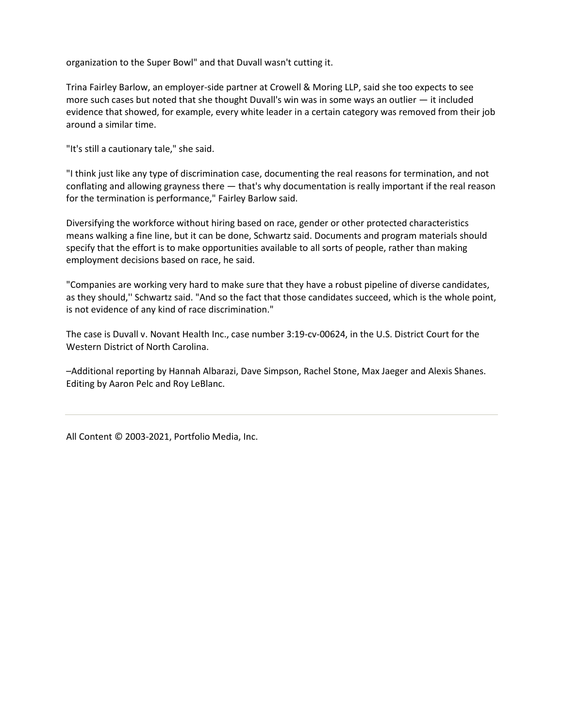organization to the Super Bowl" and that Duvall wasn't cutting it.

Trina Fairley Barlow, an employer-side partner at Crowell & Moring LLP, said she too expects to see more such cases but noted that she thought Duvall's win was in some ways an outlier — it included evidence that showed, for example, every white leader in a certain category was removed from their job around a similar time.

"It's still a cautionary tale," she said.

"I think just like any type of discrimination case, documenting the real reasons for termination, and not conflating and allowing grayness there — that's why documentation is really important if the real reason for the termination is performance," Fairley Barlow said.

Diversifying the workforce without hiring based on race, gender or other protected characteristics means walking a fine line, but it can be done, Schwartz said. Documents and program materials should specify that the effort is to make opportunities available to all sorts of people, rather than making employment decisions based on race, he said.

"Companies are working very hard to make sure that they have a robust pipeline of diverse candidates, as they should,'' Schwartz said. "And so the fact that those candidates succeed, which is the whole point, is not evidence of any kind of race discrimination."

The case is Duvall v. Novant Health Inc., case number 3:19-cv-00624, in the U.S. District Court for the Western District of North Carolina.

–Additional reporting by Hannah Albarazi, Dave Simpson, Rachel Stone, Max Jaeger and Alexis Shanes. Editing by Aaron Pelc and Roy LeBlanc.

---

All Content © 2003-2021, Portfolio Media, Inc.